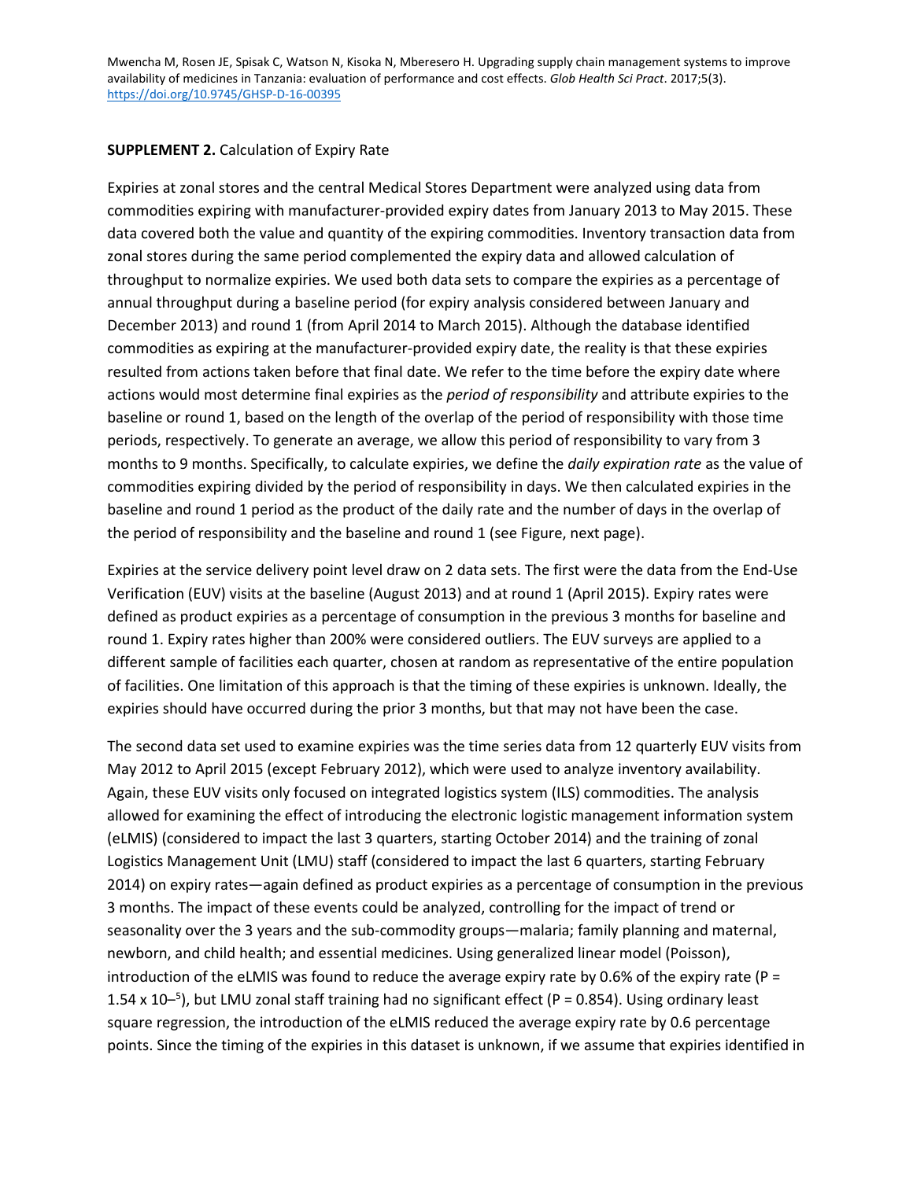Mwencha M, Rosen JE, Spisak C, Watson N, Kisoka N, Mberesero H. Upgrading supply chain management systems to improve availability of medicines in Tanzania: evaluation of performance and cost effects. *Glob Health Sci Pract*. 2017;5(3). https://doi.org/10.9745/GHSP-D-16-00395

**SUPPLEMENT 2.** Calculation of Expiry Rate

Expiries at zonal stores and the central Medical Stores Department were analyzed using data from commodities expiring with manufacturer-provided expiry dates from January 2013 to May 2015. These data covered both the value and quantity of the expiring commodities. Inventory transaction data from zonal stores during the same period complemented the expiry data and allowed calculation of throughput to normalize expiries. We used both data sets to compare the expiries as a percentage of annual throughput during a baseline period (for expiry analysis considered between January and December 2013) and round 1 (from April 2014 to March 2015). Although the database identified commodities as expiring at the manufacturer-provided expiry date, the reality is that these expiries resulted from actions taken before that final date. We refer to the time before the expiry date where actions would most determine final expiries as the *period of responsibility* and attribute expiries to the baseline or round 1, based on the length of the overlap of the period of responsibility with those time periods, respectively. To generate an average, we allow this period of responsibility to vary from 3 months to 9 months. Specifically, to calculate expiries, we define the *daily expiration rate* as the value of commodities expiring divided by the period of responsibility in days. We then calculated expiries in the baseline and round 1 period as the product of the daily rate and the number of days in the overlap of the period of responsibility and the baseline and round 1 (see Figure, next page).

Expiries at the service delivery point level draw on 2 data sets. The first were the data from the End-Use Verification (EUV) visits at the baseline (August 2013) and at round 1 (April 2015). Expiry rates were defined as product expiries as a percentage of consumption in the previous 3 months for baseline and round 1. Expiry rates higher than 200% were considered outliers. The EUV surveys are applied to a different sample of facilities each quarter, chosen at random as representative of the entire population of facilities. One limitation of this approach is that the timing of these expiries is unknown. Ideally, the expiries should have occurred during the prior 3 months, but that may not have been the case.

The second data set used to examine expiries was the time series data from 12 quarterly EUV visits from May 2012 to April 2015 (except February 2012), which were used to analyze inventory availability. Again, these EUV visits only focused on integrated logistics system (ILS) commodities. The analysis allowed for examining the effect of introducing the electronic logistic management information system (eLMIS) (considered to impact the last 3 quarters, starting October 2014) and the training of zonal Logistics Management Unit (LMU) staff (considered to impact the last 6 quarters, starting February 2014) on expiry rates—again defined as product expiries as a percentage of consumption in the previous 3 months. The impact of these events could be analyzed, controlling for the impact of trend or seasonality over the 3 years and the sub-commodity groups—malaria; family planning and maternal, newborn, and child health; and essential medicines. Using generalized linear model (Poisson), introduction of the eLMIS was found to reduce the average expiry rate by 0.6% of the expiry rate ($P = 1.54 \times 10^{-5}$), but LMU zonal staff training had no significant effect ($P = 0.854$). Using ordinary least square regression, the introduction of the eLMIS reduced the average expiry rate by 0.6 percentage points. Since the timing of the expiries in this dataset is unknown, if we assume that expiries identified in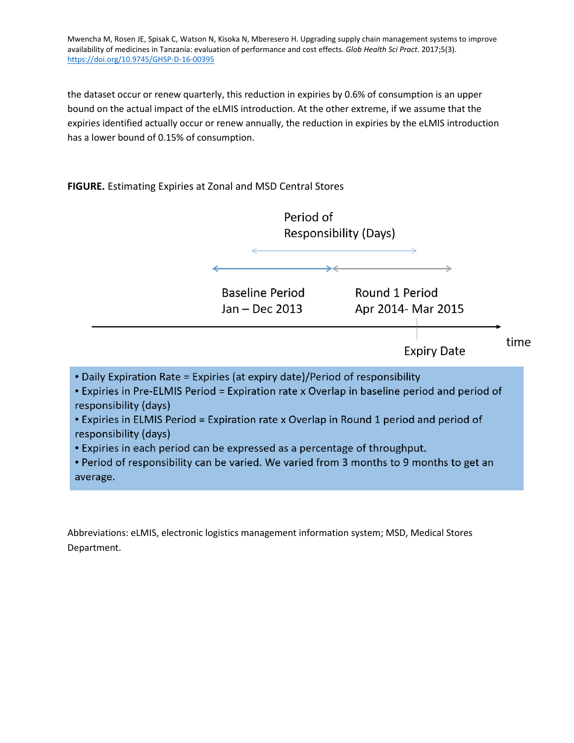the dataset occur or renew quarterly, this reduction in expiries by 0.6% of consumption is an upper bound on the actual impact of the eLMIS introduction. At the other extreme, if we assume that the expiries identified actually occur or renew annually, the reduction in expiries by the eLMIS introduction has a lower bound of 0.15% of consumption.

**FIGURE.** Estimating Expiries at Zonal and MSD Central Stores

Period of Responsibility (Days)

Baseline Period
Jan – Dec 2013

Round 1 Period
Apr 2014- Mar 2015

Expiry Date

time

- Daily Expiration Rate = Expiries (at expiry date)/Period of responsibility
- Expiries in Pre-ELMIS Period = Expiration rate x Overlap in baseline period and period of responsibility (days)
- Expiries in ELMIS Period = Expiration rate x Overlap in Round 1 period and period of responsibility (days)
- Expiries in each period can be expressed as a percentage of throughput.
- Period of responsibility can be varied. We varied from 3 months to 9 months to get an average.

Abbreviations: eLMIS, electronic logistics management information system; MSD, Medical Stores Department.